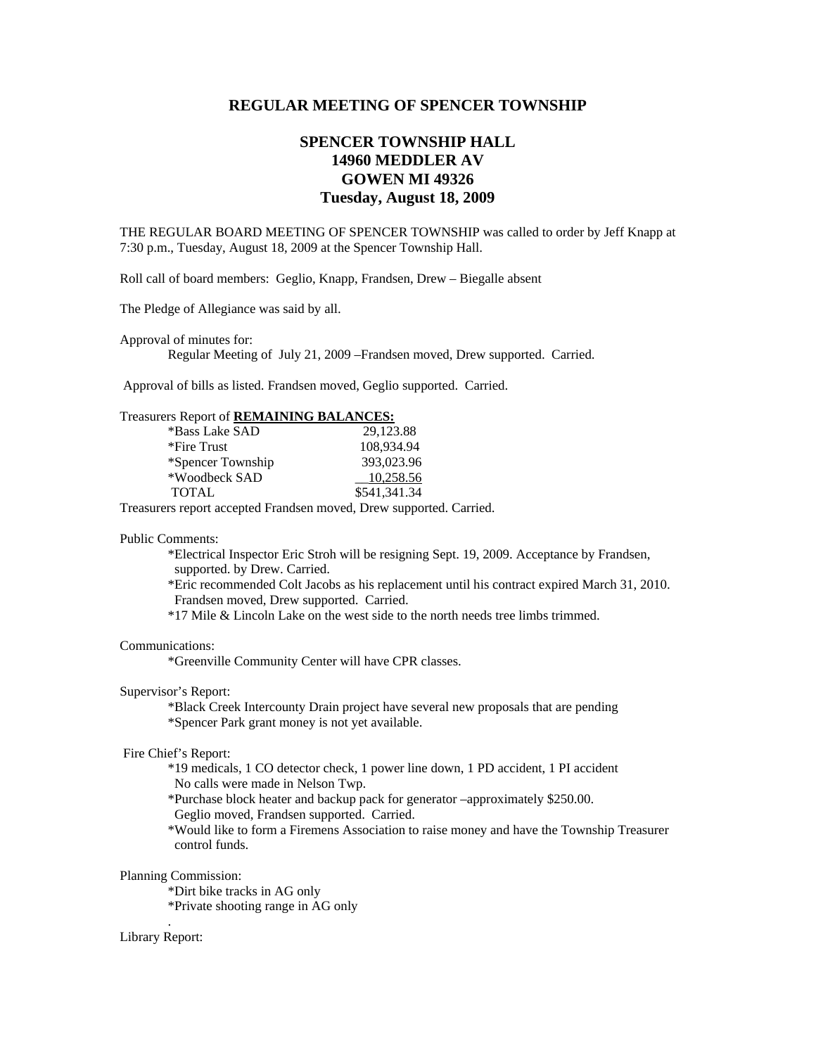# REGULAR MEETING OF SPENCER TOWNSHIP

## SPENCER TOWNSHIP HALL
## 14960 MEDDLER AV
## GOWEN MI 49326
## Tuesday, August 18, 2009

THE REGULAR BOARD MEETING OF SPENCER TOWNSHIP was called to order by Jeff Knapp at 7:30 p.m., Tuesday, August 18, 2009 at the Spencer Township Hall.

Roll call of board members: Geglio, Knapp, Frandsen, Drew – Biegalle absent

The Pledge of Allegiance was said by all.

Approval of minutes for:

Regular Meeting of July 21, 2009 –Frandsen moved, Drew supported. Carried.

Approval of bills as listed. Frandsen moved, Geglio supported. Carried.

Treasurers Report of **REMAINING BALANCES:**

| | |
|---|---|
| *Bass Lake SAD | 29,123.88 |
| *Fire Trust | 108,934.94 |
| *Spencer Township | 393,023.96 |
| *Woodbeck SAD | 10,258.56 |
| TOTAL | $541,341.34 |

Treasurers report accepted Frandsen moved, Drew supported. Carried.

Public Comments:

*Electrical Inspector Eric Stroh will be resigning Sept. 19, 2009. Acceptance by Frandsen, supported. by Drew. Carried.

*Eric recommended Colt Jacobs as his replacement until his contract expired March 31, 2010. Frandsen moved, Drew supported. Carried.

*17 Mile & Lincoln Lake on the west side to the north needs tree limbs trimmed.

Communications:

*Greenville Community Center will have CPR classes.

Supervisor's Report:

*Black Creek Intercounty Drain project have several new proposals that are pending

*Spencer Park grant money is not yet available.

Fire Chief's Report:

*19 medicals, 1 CO detector check, 1 power line down, 1 PD accident, 1 PI accident No calls were made in Nelson Twp.

*Purchase block heater and backup pack for generator –approximately $250.00. Geglio moved, Frandsen supported. Carried.

*Would like to form a Firemens Association to raise money and have the Township Treasurer control funds.

Planning Commission:

*Dirt bike tracks in AG only

*Private shooting range in AG only

.

Library Report: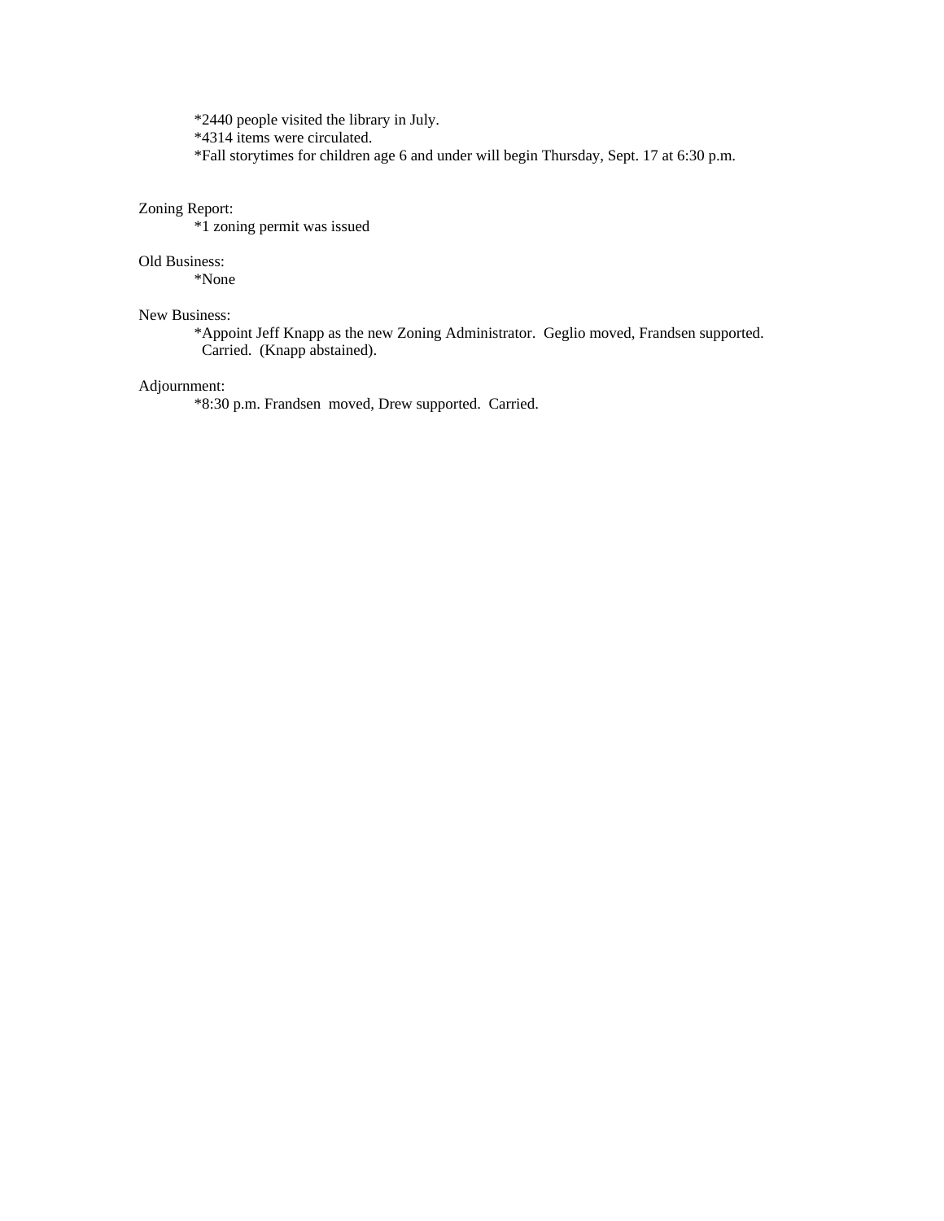*2440 people visited the library in July.
*4314 items were circulated.
*Fall storytimes for children age 6 and under will begin Thursday, Sept. 17 at 6:30 p.m.

Zoning Report:
*1 zoning permit was issued

Old Business:
*None

New Business:
*Appoint Jeff Knapp as the new Zoning Administrator. Geglio moved, Frandsen supported. Carried. (Knapp abstained).

Adjournment:
*8:30 p.m. Frandsen moved, Drew supported. Carried.